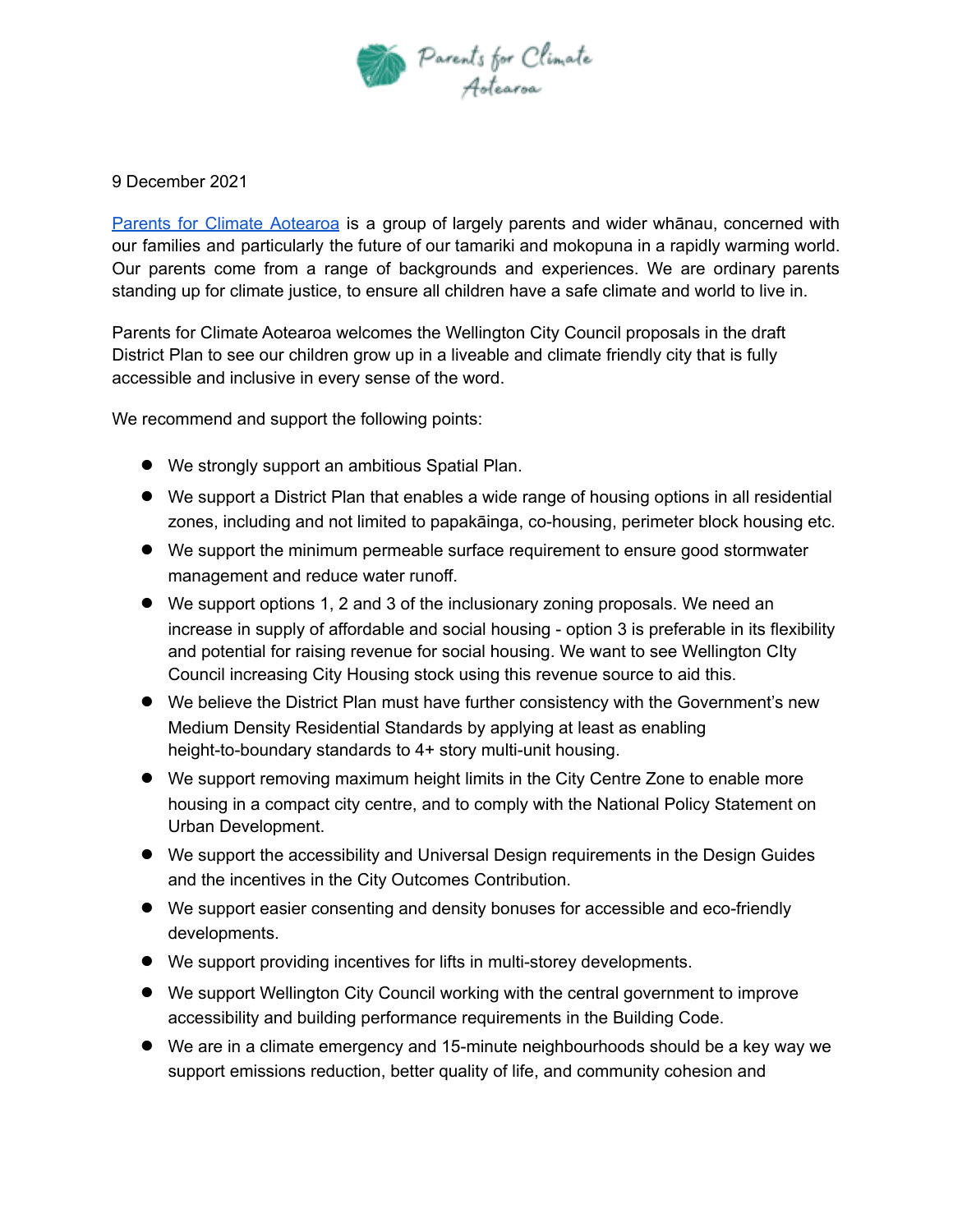Parents for Climate Aotearoa

9 December 2021

[Parents for Climate Aotearoa](#) is a group of largely parents and wider whānau, concerned with our families and particularly the future of our tamariki and mokopuna in a rapidly warming world. Our parents come from a range of backgrounds and experiences. We are ordinary parents standing up for climate justice, to ensure all children have a safe climate and world to live in.

Parents for Climate Aotearoa welcomes the Wellington City Council proposals in the draft District Plan to see our children grow up in a liveable and climate friendly city that is fully accessible and inclusive in every sense of the word.

We recommend and support the following points:

- We strongly support an ambitious Spatial Plan.
- We support a District Plan that enables a wide range of housing options in all residential zones, including and not limited to papakāinga, co-housing, perimeter block housing etc.
- We support the minimum permeable surface requirement to ensure good stormwater management and reduce water runoff.
- We support options 1, 2 and 3 of the inclusionary zoning proposals. We need an increase in supply of affordable and social housing - option 3 is preferable in its flexibility and potential for raising revenue for social housing. We want to see Wellington CIty Council increasing City Housing stock using this revenue source to aid this.
- We believe the District Plan must have further consistency with the Government's new Medium Density Residential Standards by applying at least as enabling height-to-boundary standards to 4+ story multi-unit housing.
- We support removing maximum height limits in the City Centre Zone to enable more housing in a compact city centre, and to comply with the National Policy Statement on Urban Development.
- We support the accessibility and Universal Design requirements in the Design Guides and the incentives in the City Outcomes Contribution.
- We support easier consenting and density bonuses for accessible and eco-friendly developments.
- We support providing incentives for lifts in multi-storey developments.
- We support Wellington City Council working with the central government to improve accessibility and building performance requirements in the Building Code.
- We are in a climate emergency and 15-minute neighbourhoods should be a key way we support emissions reduction, better quality of life, and community cohesion and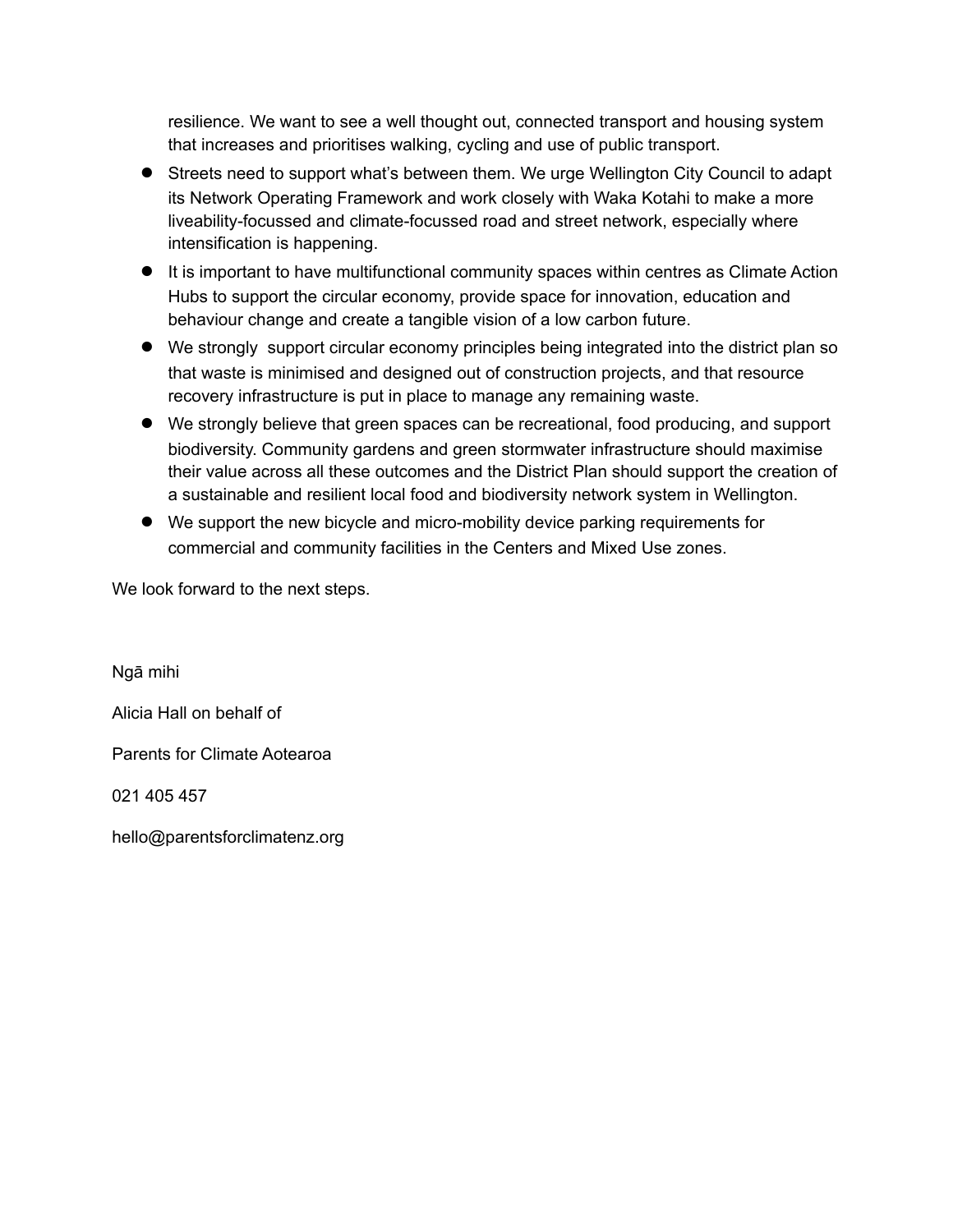resilience. We want to see a well thought out, connected transport and housing system that increases and prioritises walking, cycling and use of public transport.

- Streets need to support what's between them. We urge Wellington City Council to adapt its Network Operating Framework and work closely with Waka Kotahi to make a more liveability-focussed and climate-focussed road and street network, especially where intensification is happening.
- It is important to have multifunctional community spaces within centres as Climate Action Hubs to support the circular economy, provide space for innovation, education and behaviour change and create a tangible vision of a low carbon future.
- We strongly support circular economy principles being integrated into the district plan so that waste is minimised and designed out of construction projects, and that resource recovery infrastructure is put in place to manage any remaining waste.
- We strongly believe that green spaces can be recreational, food producing, and support biodiversity. Community gardens and green stormwater infrastructure should maximise their value across all these outcomes and the District Plan should support the creation of a sustainable and resilient local food and biodiversity network system in Wellington.
- We support the new bicycle and micro-mobility device parking requirements for commercial and community facilities in the Centers and Mixed Use zones.

We look forward to the next steps.

Ngā mihi

Alicia Hall on behalf of

Parents for Climate Aotearoa

021 405 457

hello@parentsforclimatenz.org